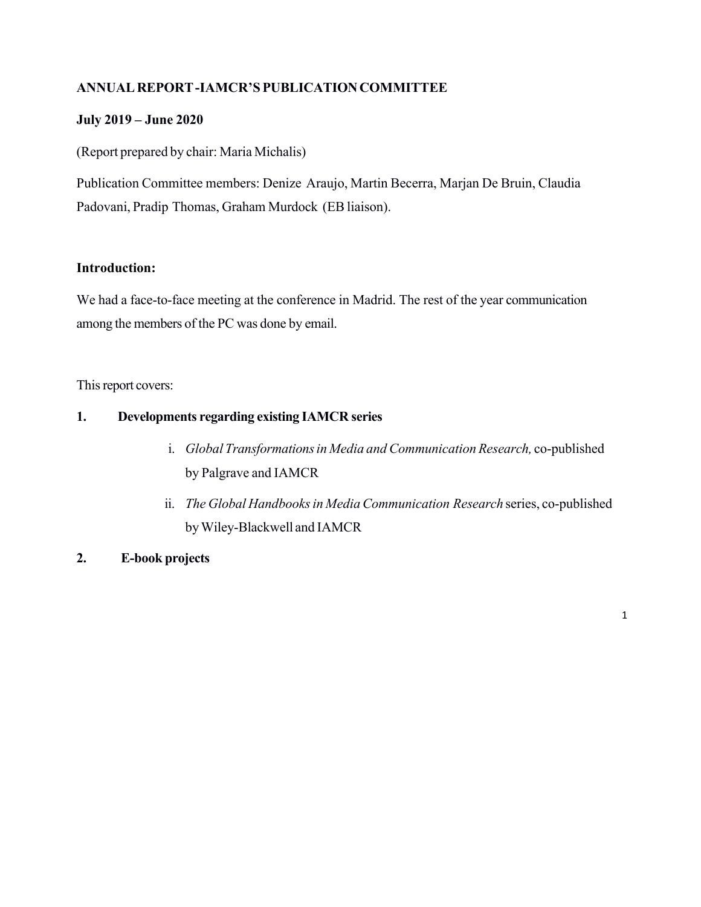# ANNUAL REPORT -IAMCR'S PUBLICATION COMMITTEE

**July 2019 – June 2020**

(Report prepared by chair: Maria Michalis)

Publication Committee members: Denize Araujo, Martin Becerra, Marjan De Bruin, Claudia Padovani, Pradip Thomas, Graham Murdock (EB liaison).

## Introduction:

We had a face-to-face meeting at the conference in Madrid. The rest of the year communication among the members of the PC was done by email.

This report covers:

1. **Developments regarding existing IAMCR series**
   1. *Global Transformations in Media and Communication Research,* co-published by Palgrave and IAMCR
   2. *The Global Handbooks in Media Communication Research* series, co-published by Wiley-Blackwell and IAMCR
2. **E-book projects**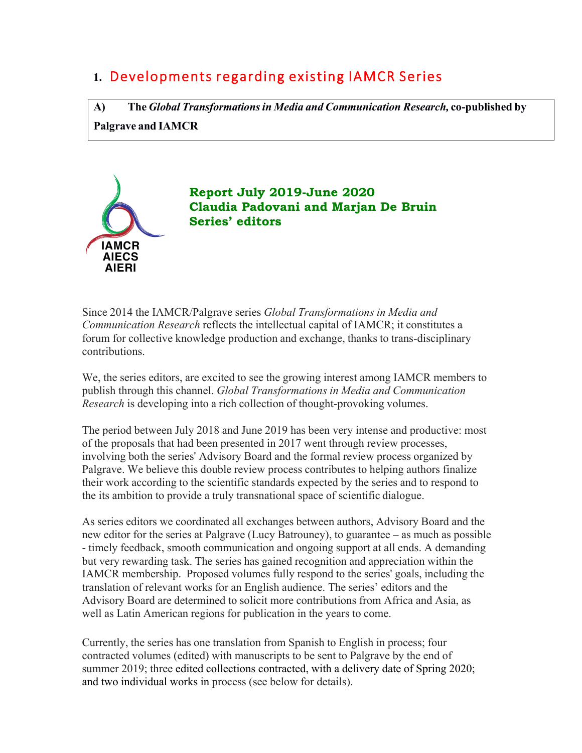# 1. Developments regarding existing IAMCR Series

**A) The *Global Transformations in Media and Communication Research,* co-published by Palgrave and IAMCR**

IAMCR
AIECS
AIERI

**Report July 2019-June 2020**
**Claudia Padovani and Marjan De Bruin**
**Series' editors**

Since 2014 the IAMCR/Palgrave series *Global Transformations in Media and Communication Research* reflects the intellectual capital of IAMCR; it constitutes a forum for collective knowledge production and exchange, thanks to trans-disciplinary contributions.

We, the series editors, are excited to see the growing interest among IAMCR members to publish through this channel. *Global Transformations in Media and Communication Research* is developing into a rich collection of thought-provoking volumes.

The period between July 2018 and June 2019 has been very intense and productive: most of the proposals that had been presented in 2017 went through review processes, involving both the series' Advisory Board and the formal review process organized by Palgrave. We believe this double review process contributes to helping authors finalize their work according to the scientific standards expected by the series and to respond to the its ambition to provide a truly transnational space of scientific dialogue.

As series editors we coordinated all exchanges between authors, Advisory Board and the new editor for the series at Palgrave (Lucy Batrouney), to guarantee – as much as possible - timely feedback, smooth communication and ongoing support at all ends. A demanding but very rewarding task. The series has gained recognition and appreciation within the IAMCR membership. Proposed volumes fully respond to the series' goals, including the translation of relevant works for an English audience. The series' editors and the Advisory Board are determined to solicit more contributions from Africa and Asia, as well as Latin American regions for publication in the years to come.

Currently, the series has one translation from Spanish to English in process; four contracted volumes (edited) with manuscripts to be sent to Palgrave by the end of summer 2019; three edited collections contracted, with a delivery date of Spring 2020; and two individual works in process (see below for details).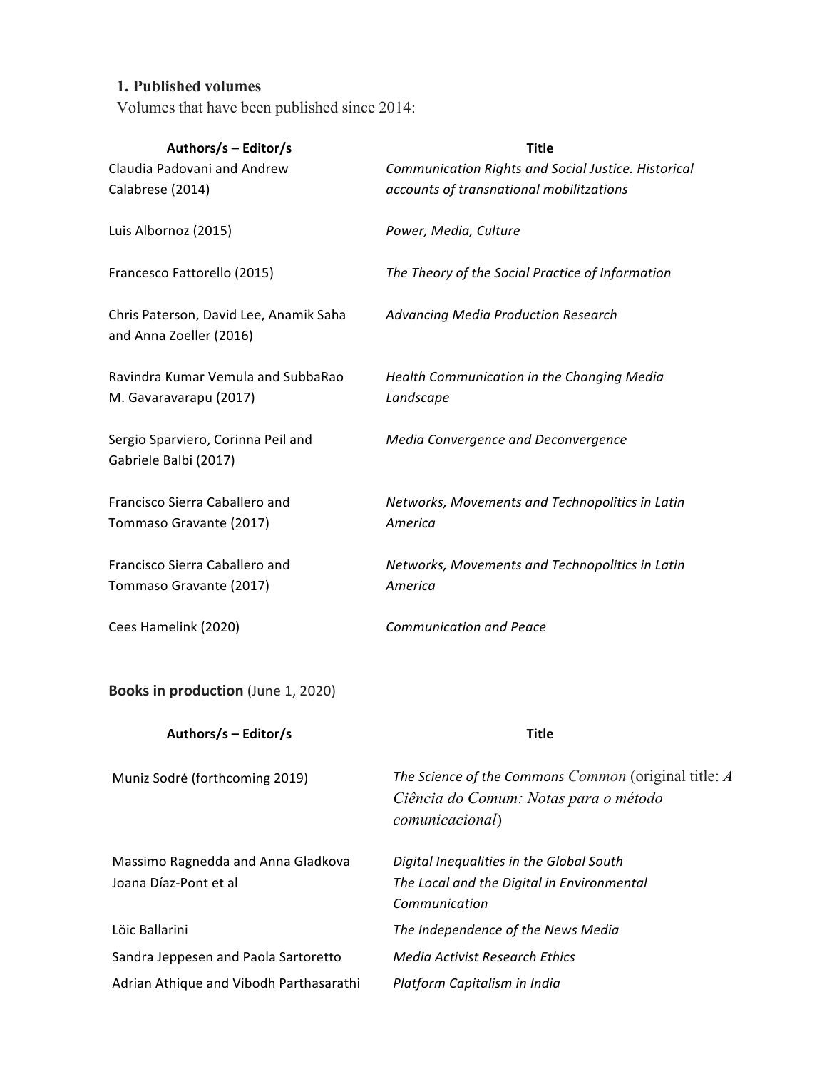### 1. Published volumes

Volumes that have been published since 2014:

| Authors/s – Editor/s | Title |
|---|---|
| Claudia Padovani and Andrew Calabrese (2014) | *Communication Rights and Social Justice. Historical accounts of transnational mobilitzations* |
| Luis Albornoz (2015) | *Power, Media, Culture* |
| Francesco Fattorello (2015) | *The Theory of the Social Practice of Information* |
| Chris Paterson, David Lee, Anamik Saha and Anna Zoeller (2016) | *Advancing Media Production Research* |
| Ravindra Kumar Vemula and SubbaRao M. Gavaravarapu (2017) | *Health Communication in the Changing Media Landscape* |
| Sergio Sparviero, Corinna Peil and Gabriele Balbi (2017) | *Media Convergence and Deconvergence* |
| Francisco Sierra Caballero and Tommaso Gravante (2017) | *Networks, Movements and Technopolitics in Latin America* |
| Francisco Sierra Caballero and Tommaso Gravante (2017) | *Networks, Movements and Technopolitics in Latin America* |
| Cees Hamelink (2020) | *Communication and Peace* |

**Books in production** (June 1, 2020)

| Authors/s – Editor/s | Title |
|---|---|
| Muniz Sodré (forthcoming 2019) | *The Science of the Commons Common* (original title: *A Ciência do Comum: Notas para o método comunicacional*) |
| Massimo Ragnedda and Anna Gladkova | *Digital Inequalities in the Global South* |
| Joana Díaz-Pont et al | *The Local and the Digital in Environmental Communication* |
| Löic Ballarini | *The Independence of the News Media* |
| Sandra Jeppesen and Paola Sartoretto | *Media Activist Research Ethics* |
| Adrian Athique and Vibodh Parthasarathi | *Platform Capitalism in India* |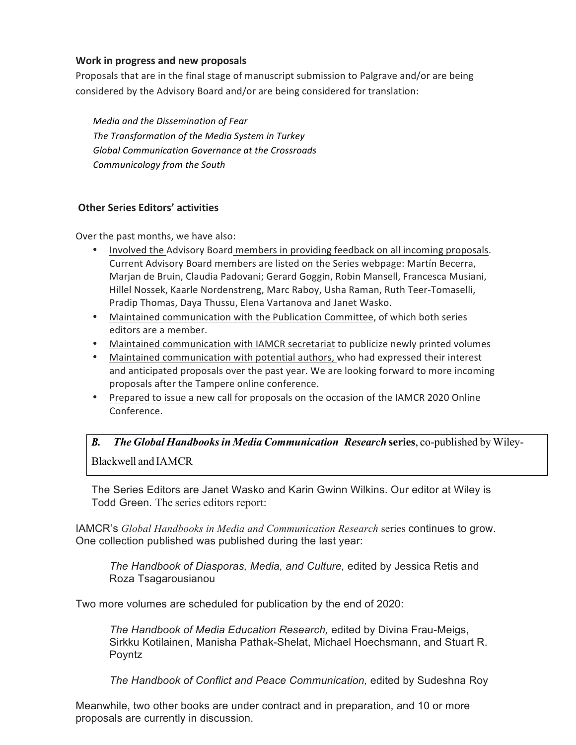**Work in progress and new proposals**

Proposals that are in the final stage of manuscript submission to Palgrave and/or are being considered by the Advisory Board and/or are being considered for translation:

*Media and the Dissemination of Fear*
*The Transformation of the Media System in Turkey*
*Global Communication Governance at the Crossroads*
*Communicology from the South*

**Other Series Editors' activities**

Over the past months, we have also:

- Involved the Advisory Board members in providing feedback on all incoming proposals. Current Advisory Board members are listed on the Series webpage: Martín Becerra, Marjan de Bruin, Claudia Padovani; Gerard Goggin, Robin Mansell, Francesca Musiani, Hillel Nossek, Kaarle Nordenstreng, Marc Raboy, Usha Raman, Ruth Teer-Tomaselli, Pradip Thomas, Daya Thussu, Elena Vartanova and Janet Wasko.
- Maintained communication with the Publication Committee, of which both series editors are a member.
- Maintained communication with IAMCR secretariat to publicize newly printed volumes
- Maintained communication with potential authors, who had expressed their interest and anticipated proposals over the past year. We are looking forward to more incoming proposals after the Tampere online conference.
- Prepared to issue a new call for proposals on the occasion of the IAMCR 2020 Online Conference.

***B. The Global Handbooks in Media Communication Research* series**, co-published by Wiley-Blackwell and IAMCR

The Series Editors are Janet Wasko and Karin Gwinn Wilkins. Our editor at Wiley is Todd Green. The series editors report:

IAMCR's *Global Handbooks in Media and Communication Research* series continues to grow. One collection published was published during the last year:

> *The Handbook of Diasporas, Media, and Culture,* edited by Jessica Retis and Roza Tsagarousianou

Two more volumes are scheduled for publication by the end of 2020:

> *The Handbook of Media Education Research,* edited by Divina Frau-Meigs, Sirkku Kotilainen, Manisha Pathak-Shelat, Michael Hoechsmann, and Stuart R. Poyntz
>
> *The Handbook of Conflict and Peace Communication,* edited by Sudeshna Roy

Meanwhile, two other books are under contract and in preparation, and 10 or more proposals are currently in discussion.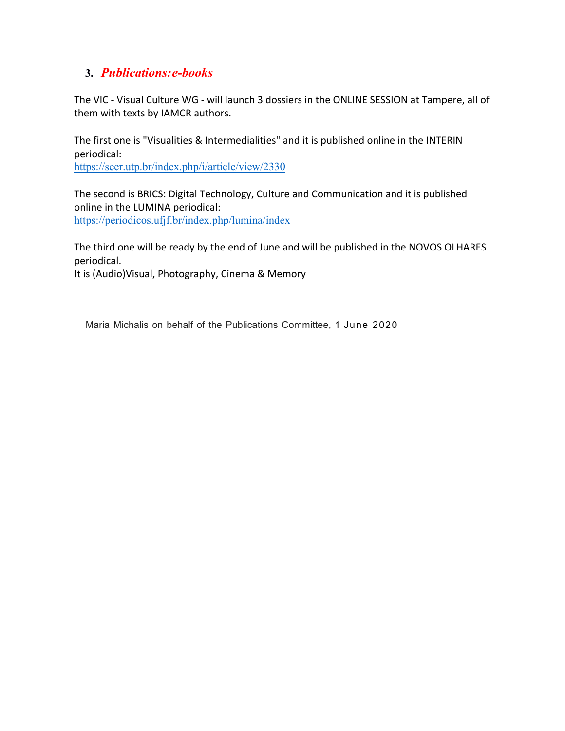## 3. *Publications: e-books*

The VIC - Visual Culture WG - will launch 3 dossiers in the ONLINE SESSION at Tampere, all of them with texts by IAMCR authors.

The first one is "Visualities & Intermedialities" and it is published online in the INTERIN periodical:
https://seer.utp.br/index.php/i/article/view/2330

The second is BRICS: Digital Technology, Culture and Communication and it is published online in the LUMINA periodical:
https://periodicos.ufjf.br/index.php/lumina/index

The third one will be ready by the end of June and will be published in the NOVOS OLHARES periodical.
It is (Audio)Visual, Photography, Cinema & Memory

Maria Michalis on behalf of the Publications Committee, 1 June 2020